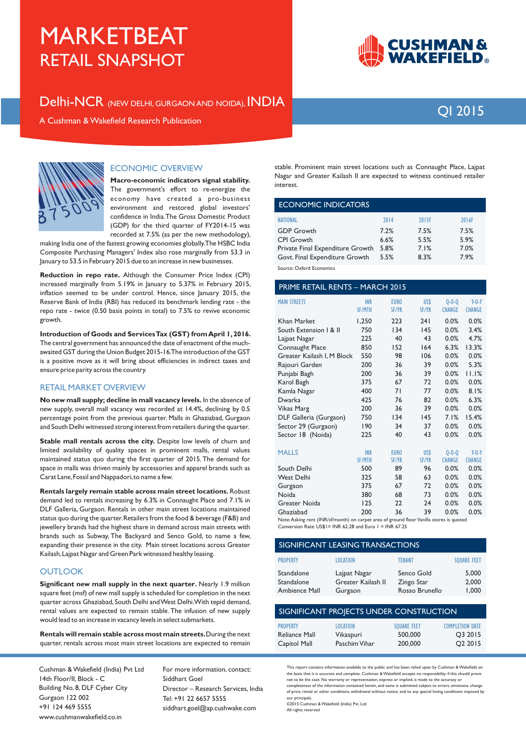# MARKETBEAT
## RETAIL SNAPSHOT

## Delhi-NCR (NEW DELHI, GURGAON AND NOIDA), INDIA

A Cushman & Wakefield Research Publication

QI 2015

### ECONOMIC OVERVIEW

**Macro-economic indicators signal stability.** The government's effort to re-energize the economy have created a pro-business environment and restored global investors' confidence in India. The Gross Domestic Product (GDP) for the third quarter of FY2014-15 was recorded at 7.5% (as per the new methodology), making India one of the fastest growing economies globally. The HSBC India Composite Purchasing Managers' Index also rose marginally from 53.3 in January to 53.5 in February 2015 due to an increase in new businesses.

**Reduction in repo rate.** Although the Consumer Price Index (CPI) increased marginally from 5.19% in January to 5.37% in February 2015, inflation seemed to be under control. Hence, since January 2015, the Reserve Bank of India (RBI) has reduced its benchmark lending rate - the repo rate - twice (0.50 basis points in total) to 7.5% to revive economic growth.

**Introduction of Goods and Services Tax (GST) from April 1, 2016.** The central government has announced the date of enactment of the much-awaited GST during the Union Budget 2015-16. The introduction of the GST is a positive move as it will bring about efficiencies in indirect taxes and ensure price parity across the country.

### RETAIL MARKET OVERVIEW

**No new mall supply; decline in mall vacancy levels.** In the absence of new supply, overall mall vacancy was recorded at 14.4%, declining by 0.5 percentage point from the previous quarter. Malls in Ghaziabad, Gurgaon and South Delhi witnessed strong interest from retailers during the quarter.

**Stable mall rentals across the city.** Despite low levels of churn and limited availability of quality spaces in prominent malls, rental values maintained status quo during the first quarter of 2015. The demand for space in malls was driven mainly by accessories and apparel brands such as Carat Lane, Fossil and Nappadori, to name a few.

**Rentals largely remain stable across main street locations.** Robust demand led to rentals increasing by 6.3% in Connaught Place and 7.1% in DLF Galleria, Gurgaon. Rentals in other main street locations maintained status quo during the quarter. Retailers from the food & beverage (F&B) and jewellery brands had the highest share in demand across main streets with brands such as Subway, The Backyard and Senco Gold, to name a few, expanding their presence in the city. Main street locations across Greater Kailash, Lajpat Nagar and Green Park witnessed healthy leasing.

### OUTLOOK

**Significant new mall supply in the next quarter.** Nearly 1.9 million square feet (msf) of new mall supply is scheduled for completion in the next quarter across Ghaziabad, South Delhi and West Delhi. With tepid demand, rental values are expected to remain stable. The infusion of new supply would lead to an increase in vacancy levels in select submarkets.

**Rentals will remain stable across most main streets.** During the next quarter, rentals across most main street locations are expected to remain stable. Prominent main street locations such as Connaught Place, Lajpat Nagar and Greater Kailash II are expected to witness continued retailer interest.

### ECONOMIC INDICATORS

| NATIONAL | 2014 | 2015F | 2016F |
|---|---|---|---|
| GDP Growth | 7.2% | 7.5% | 7.5% |
| CPI Growth | 6.6% | 5.5% | 5.9% |
| Private Final Expenditure Growth | 5.8% | 7.1% | 7.0% |
| Govt. Final Expenditure Growth | 5.5% | 8.3% | 7.9% |

Source: Oxford Economics

### PRIME RETAIL RENTS – MARCH 2015

| MAIN STREETS | INR SF/MTH | EURO SF/YR | US$ SF/YR | Q-O-Q CHANGE | Y-O-Y CHANGE |
|---|---|---|---|---|---|
| Khan Market | 1,250 | 223 | 241 | 0.0% | 0.0% |
| South Extension I & II | 750 | 134 | 145 | 0.0% | 3.4% |
| Lajpat Nagar | 225 | 40 | 43 | 0.0% | 4.7% |
| Connaught Place | 850 | 152 | 164 | 6.3% | 13.3% |
| Greater Kailash I, M Block | 550 | 98 | 106 | 0.0% | 0.0% |
| Rajouri Garden | 200 | 36 | 39 | 0.0% | 5.3% |
| Punjabi Bagh | 200 | 36 | 39 | 0.0% | 11.1% |
| Karol Bagh | 375 | 67 | 72 | 0.0% | 0.0% |
| Kamla Nagar | 400 | 71 | 77 | 0.0% | 8.1% |
| Dwarka | 425 | 76 | 82 | 0.0% | 6.3% |
| Vikas Marg | 200 | 36 | 39 | 0.0% | 0.0% |
| DLF Galleria (Gurgaon) | 750 | 134 | 145 | 7.1% | 15.4% |
| Sector 29 (Gurgaon) | 190 | 34 | 37 | 0.0% | 0.0% |
| Sector 18 (Noida) | 225 | 40 | 43 | 0.0% | 0.0% |

| MALLS | INR SF/MTH | EURO SF/YR | US$ SF/YR | Q-O-Q CHANGE | Y-O-Y CHANGE |
|---|---|---|---|---|---|
| South Delhi | 500 | 89 | 96 | 0.0% | 0.0% |
| West Delhi | 325 | 58 | 63 | 0.0% | 0.0% |
| Gurgaon | 375 | 67 | 72 | 0.0% | 0.0% |
| Noida | 380 | 68 | 73 | 0.0% | 0.0% |
| Greater Noida | 125 | 22 | 24 | 0.0% | 0.0% |
| Ghaziabad | 200 | 36 | 39 | 0.0% | 0.0% |

Note: Asking rent (INR/sf/month) on carpet area of ground floor Vanilla stores is quoted
Conversion Rate: US$1= INR 62.28 and Euro 1 = INR 67.25

### SIGNIFICANT LEASING TRANSACTIONS

| PROPERTY | LOCATION | TENANT | SQUARE FEET |
|---|---|---|---|
| Standalone | Lajpat Nagar | Senco Gold | 5,000 |
| Standalone | Greater Kailash II | Zingo Star | 2,000 |
| Ambience Mall | Gurgaon | Rosso Brunello | 1,000 |

### SIGNIFICANT PROJECTS UNDER CONSTRUCTION

| PROPERTY | LOCATION | SQUARE FEET | COMPLETION DATE |
|---|---|---|---|
| Reliance Mall | Vikaspuri | 500,000 | Q3 2015 |
| Capitol Mall | Paschim Vihar | 200,000 | Q2 2015 |

Cushman & Wakefield (India) Pvt Ltd
14th Floor/II, Block - C
Building No. 8, DLF Cyber City
Gurgaon 122 002
+91 124 469 5555
www.cushmanwakefield.co.in

For more information, contact:
Siddhart Goel
Director – Research Services, India
Tel: +91 22 6657 5555
siddhart.goel@ap.cushwake.com

This report contains information available to the public and has been relied upon by Cushman & Wakefield on the basis that it is accurate and complete. Cushman & Wakefield accepts no responsibility if this should prove not to be the case. No warranty or representation, express or implied, is made to the accuracy or completeness of the information contained herein, and same is submitted subject to errors, omissions, change of price, rental or other conditions, withdrawal without notice, and to any special listing conditions imposed by our principals.
©2015 Cushman & Wakefield (India) Pvt. Ltd.
All rights reserved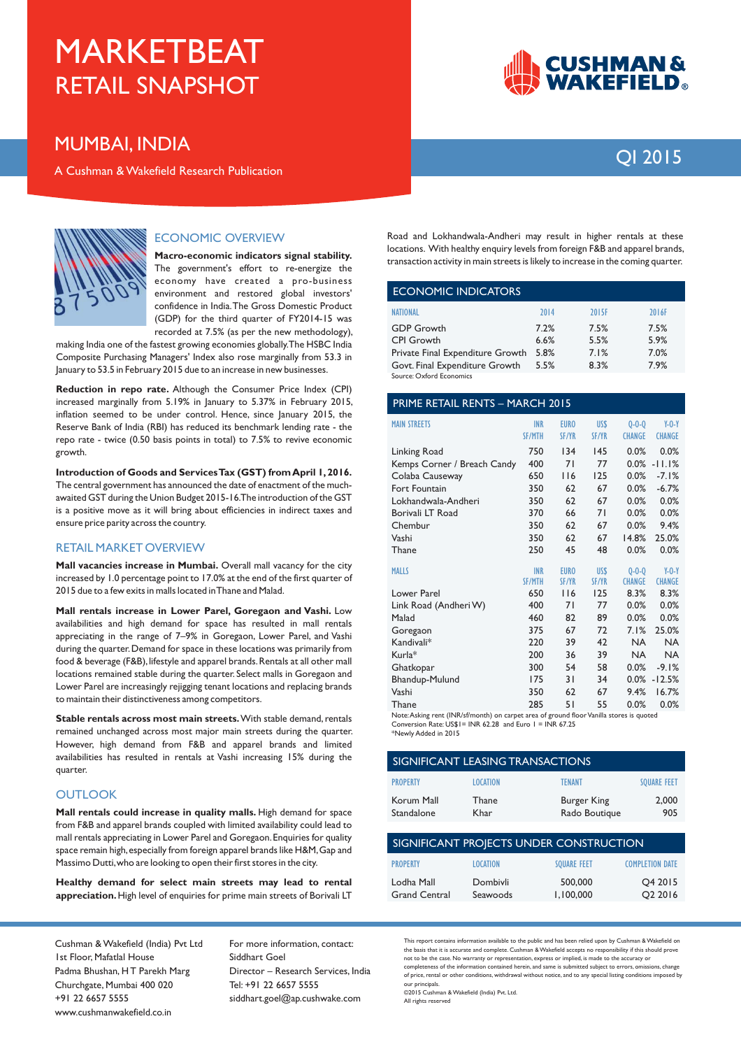# MARKETBEAT

## RETAIL SNAPSHOT

## MUMBAI, INDIA

A Cushman & Wakefield Research Publication

QI 2015

### ECONOMIC OVERVIEW

**Macro-economic indicators signal stability.** The government's effort to re-energize the economy have created a pro-business environment and restored global investors' confidence in India. The Gross Domestic Product (GDP) for the third quarter of FY2014-15 was recorded at 7.5% (as per the new methodology), making India one of the fastest growing economies globally. The HSBC India Composite Purchasing Managers' Index also rose marginally from 53.3 in January to 53.5 in February 2015 due to an increase in new businesses.

**Reduction in repo rate.** Although the Consumer Price Index (CPI) increased marginally from 5.19% in January to 5.37% in February 2015, inflation seemed to be under control. Hence, since January 2015, the Reserve Bank of India (RBI) has reduced its benchmark lending rate - the repo rate - twice (0.50 basis points in total) to 7.5% to revive economic growth.

**Introduction of Goods and Services Tax (GST) from April 1, 2016.** The central government has announced the date of enactment of the much-awaited GST during the Union Budget 2015-16. The introduction of the GST is a positive move as it will bring about efficiencies in indirect taxes and ensure price parity across the country.

### RETAIL MARKET OVERVIEW

**Mall vacancies increase in Mumbai.** Overall mall vacancy for the city increased by 1.0 percentage point to 17.0% at the end of the first quarter of 2015 due to a few exits in malls located in Thane and Malad.

**Mall rentals increase in Lower Parel, Goregaon and Vashi.** Low availabilities and high demand for space has resulted in mall rentals appreciating in the range of 7–9% in Goregaon, Lower Parel, and Vashi during the quarter. Demand for space in these locations was primarily from food & beverage (F&B), lifestyle and apparel brands. Rentals at all other mall locations remained stable during the quarter. Select malls in Goregaon and Lower Parel are increasingly rejigging tenant locations and replacing brands to maintain their distinctiveness among competitors.

**Stable rentals across most main streets.** With stable demand, rentals remained unchanged across most major main streets during the quarter. However, high demand from F&B and apparel brands and limited availabilities has resulted in rentals at Vashi increasing 15% during the quarter.

### OUTLOOK

**Mall rentals could increase in quality malls.** High demand for space from F&B and apparel brands coupled with limited availability could lead to mall rentals appreciating in Lower Parel and Goregaon. Enquiries for quality space remain high, especially from foreign apparel brands like H&M, Gap and Massimo Dutti, who are looking to open their first stores in the city.

**Healthy demand for select main streets may lead to rental appreciation.** High level of enquiries for prime main streets of Borivali LT Road and Lokhandwala-Andheri may result in higher rentals at these locations. With healthy enquiry levels from foreign F&B and apparel brands, transaction activity in main streets is likely to increase in the coming quarter.

### ECONOMIC INDICATORS

| NATIONAL | 2014 | 2015F | 2016F |
|---|---|---|---|
| GDP Growth | 7.2% | 7.5% | 7.5% |
| CPI Growth | 6.6% | 5.5% | 5.9% |
| Private Final Expenditure Growth | 5.8% | 7.1% | 7.0% |
| Govt. Final Expenditure Growth | 5.5% | 8.3% | 7.9% |

Source: Oxford Economics

### PRIME RETAIL RENTS – MARCH 2015

| MAIN STREETS | INR SF/MTH | EURO SF/YR | US$ SF/YR | Q-O-Q CHANGE | Y-O-Y CHANGE |
|---|---|---|---|---|---|
| Linking Road | 750 | 134 | 145 | 0.0% | 0.0% |
| Kemps Corner / Breach Candy | 400 | 71 | 77 | 0.0% | -11.1% |
| Colaba Causeway | 650 | 116 | 125 | 0.0% | -7.1% |
| Fort Fountain | 350 | 62 | 67 | 0.0% | -6.7% |
| Lokhandwala-Andheri | 350 | 62 | 67 | 0.0% | 0.0% |
| Borivali LT Road | 370 | 66 | 71 | 0.0% | 0.0% |
| Chembur | 350 | 62 | 67 | 0.0% | 9.4% |
| Vashi | 350 | 62 | 67 | 14.8% | 25.0% |
| Thane | 250 | 45 | 48 | 0.0% | 0.0% |

| MALLS | INR SF/MTH | EURO SF/YR | US$ SF/YR | Q-O-Q CHANGE | Y-O-Y CHANGE |
|---|---|---|---|---|---|
| Lower Parel | 650 | 116 | 125 | 8.3% | 8.3% |
| Link Road (Andheri W) | 400 | 71 | 77 | 0.0% | 0.0% |
| Malad | 460 | 82 | 89 | 0.0% | 0.0% |
| Goregaon | 375 | 67 | 72 | 7.1% | 25.0% |
| Kandivali* | 220 | 39 | 42 | NA | NA |
| Kurla* | 200 | 36 | 39 | NA | NA |
| Ghatkopar | 300 | 54 | 58 | 0.0% | -9.1% |
| Bhandup-Mulund | 175 | 31 | 34 | 0.0% | -12.5% |
| Vashi | 350 | 62 | 67 | 9.4% | 16.7% |
| Thane | 285 | 51 | 55 | 0.0% | 0.0% |

Note: Asking rent (INR/sf/month) on carpet area of ground floor Vanilla stores is quoted
Conversion Rate: US$1= INR 62.28 and Euro 1 = INR 67.25
*Newly Added in 2015

### SIGNIFICANT LEASING TRANSACTIONS

| PROPERTY | LOCATION | TENANT | SQUARE FEET |
|---|---|---|---|
| Korum Mall | Thane | Burger King | 2,000 |
| Standalone | Khar | Rado Boutique | 905 |

### SIGNIFICANT PROJECTS UNDER CONSTRUCTION

| PROPERTY | LOCATION | SQUARE FEET | COMPLETION DATE |
|---|---|---|---|
| Lodha Mall | Dombivli | 500,000 | Q4 2015 |
| Grand Central | Seawoods | 1,100,000 | Q2 2016 |

Cushman & Wakefield (India) Pvt Ltd
1st Floor, Mafatlal House
Padma Bhushan, H T Parekh Marg
Churchgate, Mumbai 400 020
+91 22 6657 5555
www.cushmanwakefield.co.in

For more information, contact:
Siddhart Goel
Director – Research Services, India
Tel: +91 22 6657 5555
siddhart.goel@ap.cushwake.com

This report contains information available to the public and has been relied upon by Cushman & Wakefield on the basis that it is accurate and complete. Cushman & Wakefield accepts no responsibility if this should prove not to be the case. No warranty or representation, express or implied, is made to the accuracy or completeness of the information contained herein, and same is submitted subject to errors, omissions, change of price, rental or other conditions, withdrawal without notice, and to any special listing conditions imposed by our principals.
©2015 Cushman & Wakefield (India) Pvt. Ltd.
All rights reserved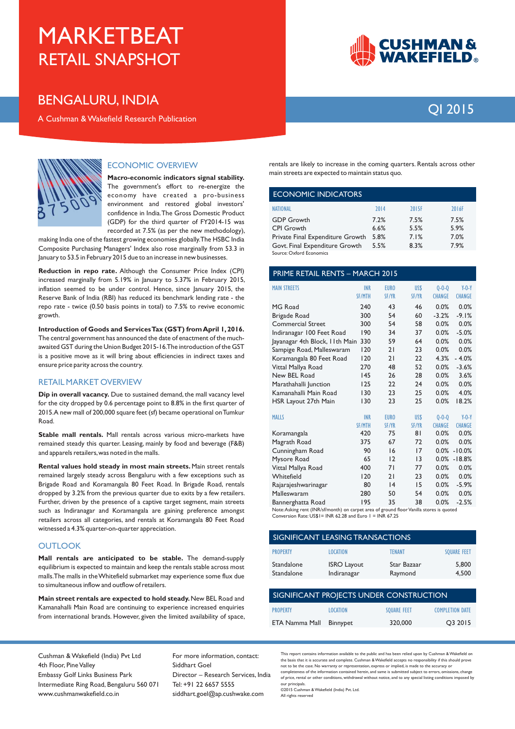# MARKETBEAT
## RETAIL SNAPSHOT

## BENGALURU, INDIA

A Cushman & Wakefield Research Publication

QI 2015

### ECONOMIC OVERVIEW

**Macro-economic indicators signal stability.** The government's effort to re-energize the economy have created a pro-business environment and restored global investors' confidence in India. The Gross Domestic Product (GDP) for the third quarter of FY2014-15 was recorded at 7.5% (as per the new methodology), making India one of the fastest growing economies globally. The HSBC India Composite Purchasing Managers' Index also rose marginally from 53.3 in January to 53.5 in February 2015 due to an increase in new businesses.

**Reduction in repo rate.** Although the Consumer Price Index (CPI) increased marginally from 5.19% in January to 5.37% in February 2015, inflation seemed to be under control. Hence, since January 2015, the Reserve Bank of India (RBI) has reduced its benchmark lending rate - the repo rate - twice (0.50 basis points in total) to 7.5% to revive economic growth.

**Introduction of Goods and Services Tax (GST) from April 1, 2016.** The central government has announced the date of enactment of the much-awaited GST during the Union Budget 2015-16. The introduction of the GST is a positive move as it will bring about efficiencies in indirect taxes and ensure price parity across the country.

### RETAIL MARKET OVERVIEW

**Dip in overall vacancy.** Due to sustained demand, the mall vacancy level for the city dropped by 0.6 percentage point to 8.8% in the first quarter of 2015. A new mall of 200,000 square feet (sf) became operational on Tumkur Road.

**Stable mall rentals.** Mall rentals across various micro-markets have remained steady this quarter. Leasing, mainly by food and beverage (F&B) and apparels retailers, was noted in the malls.

**Rental values hold steady in most main streets.** Main street rentals remained largely steady across Bengaluru with a few exceptions such as Brigade Road and Koramangala 80 Feet Road. In Brigade Road, rentals dropped by 3.2% from the previous quarter due to exits by a few retailers. Further, driven by the presence of a captive target segment, main streets such as Indiranagar and Koramangala are gaining preference amongst retailers across all categories, and rentals at Koramangala 80 Feet Road witnessed a 4.3% quarter-on-quarter appreciation.

### OUTLOOK

**Mall rentals are anticipated to be stable.** The demand-supply equilibrium is expected to maintain and keep the rentals stable across most malls. The malls in the Whitefield submarket may experience some flux due to simultaneous inflow and outflow of retailers.

**Main street rentals are expected to hold steady.** New BEL Road and Kamanahalli Main Road are continuing to experience increased enquiries from international brands. However, given the limited availability of space, rentals are likely to increase in the coming quarters. Rentals across other main streets are expected to maintain status quo.

### ECONOMIC INDICATORS

| NATIONAL | 2014 | 2015F | 2016F |
|---|---|---|---|
| GDP Growth | 7.2% | 7.5% | 7.5% |
| CPI Growth | 6.6% | 5.5% | 5.9% |
| Private Final Expenditure Growth | 5.8% | 7.1% | 7.0% |
| Govt. Final Expenditure Growth | 5.5% | 8.3% | 7.9% |

Source: Oxford Economics

### PRIME RETAIL RENTS – MARCH 2015

| MAIN STREETS | INR SF/MTH | EURO SF/YR | US$ SF/YR | Q-O-Q CHANGE | Y-O-Y CHANGE |
|---|---|---|---|---|---|
| MG Road | 240 | 43 | 46 | 0.0% | 0.0% |
| Brigade Road | 300 | 54 | 60 | -3.2% | -9.1% |
| Commercial Street | 300 | 54 | 58 | 0.0% | 0.0% |
| Indiranagar 100 Feet Road | 190 | 34 | 37 | 0.0% | -5.0% |
| Jayanagar 4th Block, 11th Main | 330 | 59 | 64 | 0.0% | 0.0% |
| Sampige Road, Malleswaram | 120 | 21 | 23 | 0.0% | 0.0% |
| Koramangala 80 Feet Road | 120 | 21 | 22 | 4.3% | - 4.0% |
| Vittal Mallya Road | 270 | 48 | 52 | 0.0% | -3.6% |
| New BEL Road | 145 | 26 | 28 | 0.0% | 3.6% |
| Marathahalli Junction | 125 | 22 | 24 | 0.0% | 0.0% |
| Kamanahalli Main Road | 130 | 23 | 25 | 0.0% | 4.0% |
| HSR Layout 27th Main | 130 | 23 | 25 | 0.0% | 18.2% |

| MALLS | INR SF/MTH | EURO SF/YR | US$ SF/YR | Q-O-Q CHANGE | Y-O-Y CHANGE |
|---|---|---|---|---|---|
| Koramangala | 420 | 75 | 81 | 0.0% | 0.0% |
| Magrath Road | 375 | 67 | 72 | 0.0% | 0.0% |
| Cunningham Road | 90 | 16 | 17 | 0.0% | -10.0% |
| Mysore Road | 65 | 12 | 13 | 0.0% | -18.8% |
| Vittal Mallya Road | 400 | 71 | 77 | 0.0% | 0.0% |
| Whitefield | 120 | 21 | 23 | 0.0% | 0.0% |
| Rajarajeshwarinagar | 80 | 14 | 15 | 0.0% | -5.9% |
| Malleswaram | 280 | 50 | 54 | 0.0% | 0.0% |
| Bannerghatta Road | 195 | 35 | 38 | 0.0% | -2.5% |

Note: Asking rent (INR/sf/month) on carpet area of ground floor Vanilla stores is quoted
Conversion Rate: US$1= INR 62.28 and Euro 1 = INR 67.25

### SIGNIFICANT LEASING TRANSACTIONS

| PROPERTY | LOCATION | TENANT | SQUARE FEET |
|---|---|---|---|
| Standalone | ISRO Layout | Star Bazaar | 5,800 |
| Standalone | Indiranagar | Raymond | 4,500 |

### SIGNIFICANT PROJECTS UNDER CONSTRUCTION

| PROPERTY | LOCATION | SQUARE FEET | COMPLETION DATE |
|---|---|---|---|
| ETA Namma Mall | Binnypet | 320,000 | Q3 2015 |

Cushman & Wakefield (India) Pvt Ltd
4th Floor, Pine Valley
Embassy Golf Links Business Park
Intermediate Ring Road, Bengaluru 560 071
www.cushmanwakefield.co.in

For more information, contact:
Siddhart Goel
Director – Research Services, India
Tel: +91 22 6657 5555
siddhart.goel@ap.cushwake.com

This report contains information available to the public and has been relied upon by Cushman & Wakefield on the basis that it is accurate and complete. Cushman & Wakefield accepts no responsibility if this should prove not to be the case. No warranty or representation, express or implied, is made to the accuracy or completeness of the information contained herein, and same is submitted subject to errors, omissions, change of price, rental or other conditions, withdrawal without notice, and to any special listing conditions imposed by our principals.
©2015 Cushman & Wakefield (India) Pvt. Ltd.
All rights reserved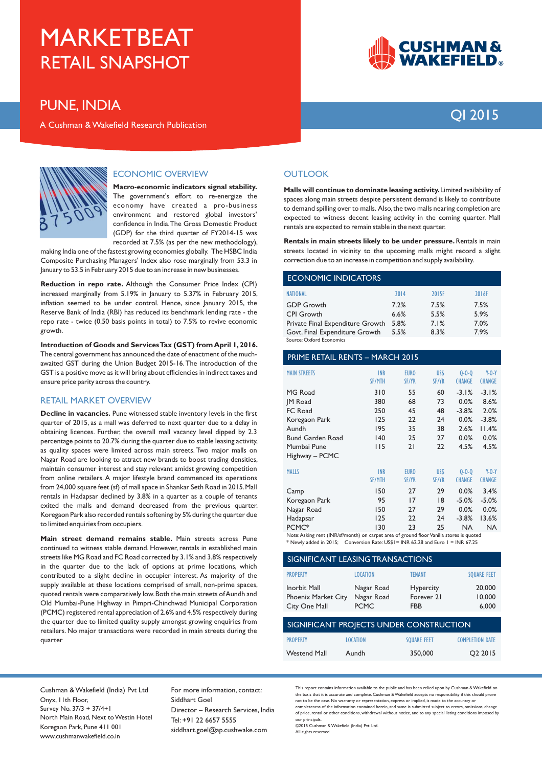# MARKETBEAT
## RETAIL SNAPSHOT

## PUNE, INDIA

A Cushman & Wakefield Research Publication

QI 2015

### ECONOMIC OVERVIEW

**Macro-economic indicators signal stability.** The government's effort to re-energize the economy have created a pro-business environment and restored global investors' confidence in India. The Gross Domestic Product (GDP) for the third quarter of FY2014-15 was recorded at 7.5% (as per the new methodology), making India one of the fastest growing economies globally. The HSBC India Composite Purchasing Managers' Index also rose marginally from 53.3 in January to 53.5 in February 2015 due to an increase in new businesses.

**Reduction in repo rate.** Although the Consumer Price Index (CPI) increased marginally from 5.19% in January to 5.37% in February 2015, inflation seemed to be under control. Hence, since January 2015, the Reserve Bank of India (RBI) has reduced its benchmark lending rate - the repo rate - twice (0.50 basis points in total) to 7.5% to revive economic growth.

**Introduction of Goods and Services Tax (GST) from April 1, 2016.** The central government has announced the date of enactment of the much-awaited GST during the Union Budget 2015-16. The introduction of the GST is a positive move as it will bring about efficiencies in indirect taxes and ensure price parity across the country.

### RETAIL MARKET OVERVIEW

**Decline in vacancies.** Pune witnessed stable inventory levels in the first quarter of 2015, as a mall was deferred to next quarter due to a delay in obtaining licences. Further, the overall mall vacancy level dipped by 2.3 percentage points to 20.7% during the quarter due to stable leasing activity, as quality spaces were limited across main streets. Two major malls on Nagar Road are looking to attract new brands to boost trading densities, maintain consumer interest and stay relevant amidst growing competition from online retailers. A major lifestyle brand commenced its operations from 24,000 square feet (sf) of mall space in Shankar Seth Road in 2015. Mall rentals in Hadapsar declined by 3.8% in a quarter as a couple of tenants exited the malls and demand decreased from the previous quarter. Koregaon Park also recorded rentals softening by 5% during the quarter due to limited enquiries from occupiers.

**Main street demand remains stable.** Main streets across Pune continued to witness stable demand. However, rentals in established main streets like MG Road and FC Road corrected by 3.1% and 3.8% respectively in the quarter due to the lack of options at prime locations, which contributed to a slight decline in occupier interest. As majority of the supply available at these locations comprised of small, non-prime spaces, quoted rentals were comparatively low. Both the main streets of Aundh and Old Mumbai-Pune Highway in Pimpri-Chinchwad Municipal Corporation (PCMC) registered rental appreciation of 2.6% and 4.5% respectively during the quarter due to limited quality supply amongst growing enquiries from retailers. No major transactions were recorded in main streets during the quarter

### OUTLOOK

**Malls will continue to dominate leasing activity.** Limited availability of spaces along main streets despite persistent demand is likely to contribute to demand spilling over to malls. Also, the two malls nearing completion are expected to witness decent leasing activity in the coming quarter. Mall rentals are expected to remain stable in the next quarter.

**Rentals in main streets likely to be under pressure.** Rentals in main streets located in vicinity to the upcoming malls might record a slight correction due to an increase in competition and supply availability.

### ECONOMIC INDICATORS

| NATIONAL | 2014 | 2015F | 2016F |
|---|---|---|---|
| GDP Growth | 7.2% | 7.5% | 7.5% |
| CPI Growth | 6.6% | 5.5% | 5.9% |
| Private Final Expenditure Growth | 5.8% | 7.1% | 7.0% |
| Govt. Final Expenditure Growth | 5.5% | 8.3% | 7.9% |

Source: Oxford Economics

### PRIME RETAIL RENTS – MARCH 2015

| MAIN STREETS | INR SF/MTH | EURO SF/YR | US$ SF/YR | Q-O-Q CHANGE | Y-O-Y CHANGE |
|---|---|---|---|---|---|
| MG Road | 310 | 55 | 60 | -3.1% | -3.1% |
| JM Road | 380 | 68 | 73 | 0.0% | 8.6% |
| FC Road | 250 | 45 | 48 | -3.8% | 2.0% |
| Koregaon Park | 125 | 22 | 24 | 0.0% | -3.8% |
| Aundh | 195 | 35 | 38 | 2.6% | 11.4% |
| Bund Garden Road | 140 | 25 | 27 | 0.0% | 0.0% |
| Mumbai Pune Highway – PCMC | 115 | 21 | 22 | 4.5% | 4.5% |

| MALLS | INR SF/MTH | EURO SF/YR | US$ SF/YR | Q-O-Q CHANGE | Y-O-Y CHANGE |
|---|---|---|---|---|---|
| Camp | 150 | 27 | 29 | 0.0% | 3.4% |
| Koregaon Park | 95 | 17 | 18 | -5.0% | -5.0% |
| Nagar Road | 150 | 27 | 29 | 0.0% | 0.0% |
| Hadapsar | 125 | 22 | 24 | -3.8% | 13.6% |
| PCMC* | 130 | 23 | 25 | NA | NA |

Note: Asking rent (INR/sf/month) on carpet area of ground floor Vanilla stores is quoted
* Newly added in 2015; Conversion Rate: US$1= INR 62.28 and Euro 1 = INR 67.25

### SIGNIFICANT LEASING TRANSACTIONS

| PROPERTY | LOCATION | TENANT | SQUARE FEET |
|---|---|---|---|
| Inorbit Mall | Nagar Road | Hypercity | 20,000 |
| Phoenix Market City | Nagar Road | Forever 21 | 10,000 |
| City One Mall | PCMC | FBB | 6,000 |

### SIGNIFICANT PROJECTS UNDER CONSTRUCTION

| PROPERTY | LOCATION | SQUARE FEET | COMPLETION DATE |
|---|---|---|---|
| Westend Mall | Aundh | 350,000 | Q2 2015 |

Cushman & Wakefield (India) Pvt Ltd
Onyx, 11th Floor,
Survey No. 37/3 + 37/4+1
North Main Road, Next to Westin Hotel
Koregaon Park, Pune 411 001
www.cushmanwakefield.co.in

For more information, contact:
Siddhart Goel
Director – Research Services, India
Tel: +91 22 6657 5555
siddhart.goel@ap.cushwake.com

This report contains information available to the public and has been relied upon by Cushman & Wakefield on the basis that it is accurate and complete. Cushman & Wakefield accepts no responsibility if this should prove not to be the case. No warranty or representation, express or implied, is made to the accuracy or completeness of the information contained herein, and same is submitted subject to errors, omissions, change of price, rental or other conditions, withdrawal without notice, and to any special listing conditions imposed by our principals.
©2015 Cushman & Wakefield (India) Pvt. Ltd.
All rights reserved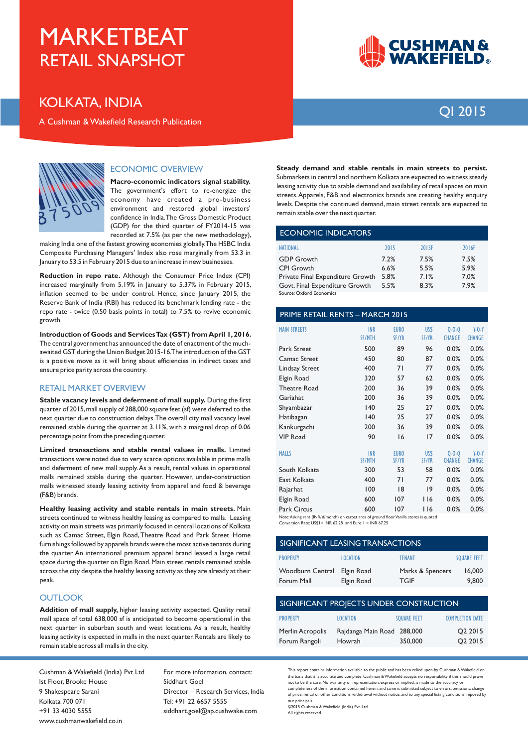# MARKETBEAT
## RETAIL SNAPSHOT

## KOLKATA, INDIA

A Cushman & Wakefield Research Publication

Q1 2015

### ECONOMIC OVERVIEW

**Macro-economic indicators signal stability.** The government's effort to re-energize the economy have created a pro-business environment and restored global investors' confidence in India. The Gross Domestic Product (GDP) for the third quarter of FY2014-15 was recorded at 7.5% (as per the new methodology), making India one of the fastest growing economies globally. The HSBC India Composite Purchasing Managers' Index also rose marginally from 53.3 in January to 53.5 in February 2015 due to an increase in new businesses.

**Reduction in repo rate.** Although the Consumer Price Index (CPI) increased marginally from 5.19% in January to 5.37% in February 2015, inflation seemed to be under control. Hence, since January 2015, the Reserve Bank of India (RBI) has reduced its benchmark lending rate - the repo rate - twice (0.50 basis points in total) to 7.5% to revive economic growth.

**Introduction of Goods and Services Tax (GST) from April 1, 2016.** The central government has announced the date of enactment of the much-awaited GST during the Union Budget 2015-16. The introduction of the GST is a positive move as it will bring about efficiencies in indirect taxes and ensure price parity across the country.

### RETAIL MARKET OVERVIEW

**Stable vacancy levels and deferment of mall supply.** During the first quarter of 2015, mall supply of 288,000 square feet (sf) were deferred to the next quarter due to construction delays. The overall city mall vacancy level remained stable during the quarter at 3.11%, with a marginal drop of 0.06 percentage point from the preceding quarter.

**Limited transactions and stable rental values in malls.** Limited transactions were noted due to very scarce options available in prime malls and deferment of new mall supply. As a result, rental values in operational malls remained stable during the quarter. However, under-construction malls witnessed steady leasing activity from apparel and food & beverage (F&B) brands.

**Healthy leasing activity and stable rentals in main streets.** Main streets continued to witness healthy leasing as compared to malls. Leasing activity on main streets was primarily focused in central locations of Kolkata such as Camac Street, Elgin Road, Theatre Road and Park Street. Home furnishings followed by apparels brands were the most active tenants during the quarter. An international premium apparel brand leased a large retail space during the quarter on Elgin Road. Main street rentals remained stable across the city despite the healthy leasing activity as they are already at their peak.

### OUTLOOK

**Addition of mall supply,** higher leasing activity expected. Quality retail mall space of total 638,000 sf is anticipated to become operational in the next quarter in suburban south and west locations. As a result, healthy leasing activity is expected in malls in the next quarter. Rentals are likely to remain stable across all malls in the city.

**Steady demand and stable rentals in main streets to persist.** Submarkets in central and northern Kolkata are expected to witness steady leasing activity due to stable demand and availability of retail spaces on main streets. Apparels, F&B and electronics brands are creating healthy enquiry levels. Despite the continued demand, main street rentals are expected to remain stable over the next quarter.

### ECONOMIC INDICATORS

| NATIONAL | 2015 | 2015F | 2016F |
|---|---|---|---|
| GDP Growth | 7.2% | 7.5% | 7.5% |
| CPI Growth | 6.6% | 5.5% | 5.9% |
| Private Final Expenditure Growth | 5.8% | 7.1% | 7.0% |
| Govt. Final Expenditure Growth | 5.5% | 8.3% | 7.9% |

Source: Oxford Economics

### PRIME RETAIL RENTS – MARCH 2015

| MAIN STREETS | INR SF/MTH | EURO SF/YR | US$ SF/YR | Q-O-Q CHANGE | Y-O-Y CHANGE |
|---|---|---|---|---|---|
| Park Street | 500 | 89 | 96 | 0.0% | 0.0% |
| Camac Street | 450 | 80 | 87 | 0.0% | 0.0% |
| Lindsay Street | 400 | 71 | 77 | 0.0% | 0.0% |
| Elgin Road | 320 | 57 | 62 | 0.0% | 0.0% |
| Theatre Road | 200 | 36 | 39 | 0.0% | 0.0% |
| Gariahat | 200 | 36 | 39 | 0.0% | 0.0% |
| Shyambazar | 140 | 25 | 27 | 0.0% | 0.0% |
| Hatibagan | 140 | 25 | 27 | 0.0% | 0.0% |
| Kankurgachi | 200 | 36 | 39 | 0.0% | 0.0% |
| VIP Road | 90 | 16 | 17 | 0.0% | 0.0% |
| **MALLS** | **INR SF/MTH** | **EURO SF/YR** | **US$ SF/YR** | **Q-O-Q CHANGE** | **Y-O-Y CHANGE** |
| South Kolkata | 300 | 53 | 58 | 0.0% | 0.0% |
| East Kolkata | 400 | 71 | 77 | 0.0% | 0.0% |
| Rajarhat | 100 | 18 | 19 | 0.0% | 0.0% |
| Elgin Road | 600 | 107 | 116 | 0.0% | 0.0% |
| Park Circus | 600 | 107 | 116 | 0.0% | 0.0% |

Note: Asking rent (INR/sf/month) on carpet area of ground floor Vanilla stores is quoted
Conversion Rate: US$1= INR 62.28 and Euro 1 = INR 67.25

### SIGNIFICANT LEASING TRANSACTIONS

| PROPERTY | LOCATION | TENANT | SQUARE FEET |
|---|---|---|---|
| Woodburn Central | Elgin Road | Marks & Spencers | 16,000 |
| Forum Mall | Elgin Road | TGIF | 9,800 |

### SIGNIFICANT PROJECTS UNDER CONSTRUCTION

| PROPERTY | LOCATION | SQUARE FEET | COMPLETION DATE |
|---|---|---|---|
| Merlin Acropolis | Rajdanga Main Road | 288,000 | Q2 2015 |
| Forum Rangoli | Howrah | 350,000 | Q2 2015 |

Cushman & Wakefield (India) Pvt Ltd
1st Floor, Brooke House
9 Shakespeare Sarani
Kolkata 700 071
+91 33 4030 5555
www.cushmanwakefield.co.in

For more information, contact:
Siddhart Goel
Director – Research Services, India
Tel: +91 22 6657 5555
siddhart.goel@ap.cushwake.com

This report contains information available to the public and has been relied upon by Cushman & Wakefield on the basis that it is accurate and complete. Cushman & Wakefield accepts no responsibility if this should prove not to be the case. No warranty or representation, express or implied, is made to the accuracy or completeness of the information contained herein, and same is submitted subject to errors, omissions, change of price, rental or other conditions, withdrawal without notice, and to any special listing conditions imposed by our principals.
©2015 Cushman & Wakefield (India) Pvt. Ltd.
All rights reserved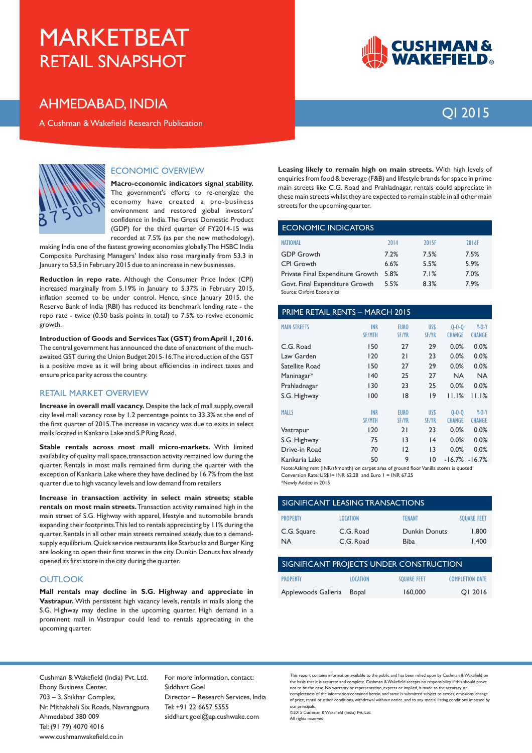# MARKETBEAT
## RETAIL SNAPSHOT

## AHMEDABAD, INDIA

A Cushman & Wakefield Research Publication

Q1 2015

### ECONOMIC OVERVIEW

**Macro-economic indicators signal stability.** The government's efforts to re-energize the economy have created a pro-business environment and restored global investors' confidence in India. The Gross Domestic Product (GDP) for the third quarter of FY2014-15 was recorded at 7.5% (as per the new methodology), making India one of the fastest growing economies globally. The HSBC India Composite Purchasing Managers' Index also rose marginally from 53.3 in January to 53.5 in February 2015 due to an increase in new businesses.

**Reduction in repo rate.** Although the Consumer Price Index (CPI) increased marginally from 5.19% in January to 5.37% in February 2015, inflation seemed to be under control. Hence, since January 2015, the Reserve Bank of India (RBI) has reduced its benchmark lending rate - the repo rate - twice (0.50 basis points in total) to 7.5% to revive economic growth.

**Introduction of Goods and Services Tax (GST) from April 1, 2016.** The central government has announced the date of enactment of the much-awaited GST during the Union Budget 2015-16. The introduction of the GST is a positive move as it will bring about efficiencies in indirect taxes and ensure price parity across the country.

### RETAIL MARKET OVERVIEW

**Increase in overall mall vacancy.** Despite the lack of mall supply, overall city level mall vacancy rose by 1.2 percentage points to 33.3% at the end of the first quarter of 2015. The increase in vacancy was due to exits in select malls located in Kankaria Lake and S.P Ring Road.

**Stable rentals across most mall micro-markets.** With limited availability of quality mall space, transaction activity remained low during the quarter. Rentals in most malls remained firm during the quarter with the exception of Kankaria Lake where they have declined by 16.7% from the last quarter due to high vacancy levels and low demand from retailers

**Increase in transaction activity in select main streets; stable rentals on most main streets.** Transaction activity remained high in the main street of S.G. Highway with apparel, lifestyle and automobile brands expanding their footprints. This led to rentals appreciating by 11% during the quarter. Rentals in all other main streets remained steady, due to a demand-supply equilibrium. Quick service restaurants like Starbucks and Burger King are looking to open their first stores in the city. Dunkin Donuts has already opened its first store in the city during the quarter.

### OUTLOOK

**Mall rentals may decline in S.G. Highway and appreciate in Vastrapur.** With persistent high vacancy levels, rentals in malls along the S.G. Highway may decline in the upcoming quarter. High demand in a prominent mall in Vastrapur could lead to rentals appreciating in the upcoming quarter.

**Leasing likely to remain high on main streets.** With high levels of enquiries from food & beverage (F&B) and lifestyle brands for space in prime main streets like C.G. Road and Prahladnagar, rentals could appreciate in these main streets whilst they are expected to remain stable in all other main streets for the upcoming quarter.

### ECONOMIC INDICATORS

| NATIONAL | 2014 | 2015F | 2016F |
|---|---|---|---|
| GDP Growth | 7.2% | 7.5% | 7.5% |
| CPI Growth | 6.6% | 5.5% | 5.9% |
| Private Final Expenditure Growth | 5.8% | 7.1% | 7.0% |
| Govt. Final Expenditure Growth | 5.5% | 8.3% | 7.9% |

Source: Oxford Economics

### PRIME RETAIL RENTS – MARCH 2015

| MAIN STREETS | INR SF/MTH | EURO SF/YR | US$ SF/YR | Q-O-Q CHANGE | Y-O-Y CHANGE |
|---|---|---|---|---|---|
| C.G. Road | 150 | 27 | 29 | 0.0% | 0.0% |
| Law Garden | 120 | 21 | 23 | 0.0% | 0.0% |
| Satellite Road | 150 | 27 | 29 | 0.0% | 0.0% |
| Maninagar* | 140 | 25 | 27 | NA | NA |
| Prahladnagar | 130 | 23 | 25 | 0.0% | 0.0% |
| S.G. Highway | 100 | 18 | 19 | 11.1% | 11.1% |
| **MALLS** | **INR SF/MTH** | **EURO SF/YR** | **US$ SF/YR** | **Q-O-Q CHANGE** | **Y-O-Y CHANGE** |
| Vastrapur | 120 | 21 | 23 | 0.0% | 0.0% |
| S.G. Highway | 75 | 13 | 14 | 0.0% | 0.0% |
| Drive-in Road | 70 | 12 | 13 | 0.0% | 0.0% |
| Kankaria Lake | 50 | 9 | 10 | -16.7% | -16.7% |

Note: Asking rent (INR/sf/month) on carpet area of ground floor Vanilla stores is quoted
Conversion Rate: US$1= INR 62.28 and Euro 1 = INR 67.25
*Newly Added in 2015

### SIGNIFICANT LEASING TRANSACTIONS

| PROPERTY | LOCATION | TENANT | SQUARE FEET |
|---|---|---|---|
| C.G. Square | C.G. Road | Dunkin Donuts | 1,800 |
| NA | C.G. Road | Biba | 1,400 |

### SIGNIFICANT PROJECTS UNDER CONSTRUCTION

| PROPERTY | LOCATION | SQUARE FEET | COMPLETION DATE |
|---|---|---|---|
| Applewoods Galleria | Bopal | 160,000 | Q1 2016 |

Cushman & Wakefield (India) Pvt. Ltd.
Ebony Business Center,
703 – 3, Shikhar Complex,
Nr. Mithakhali Six Roads, Navrangpura
Ahmedabad 380 009
Tel: (91 79) 4070 4016
www.cushmanwakefield.co.in

For more information, contact:
Siddhart Goel
Director – Research Services, India
Tel: +91 22 6657 5555
siddhart.goel@ap.cushwake.com

This report contains information available to the public and has been relied upon by Cushman & Wakefield on the basis that it is accurate and complete. Cushman & Wakefield accepts no responsibility if this should prove not to be the case. No warranty or representation, express or implied, is made to the accuracy or completeness of the information contained herein, and same is submitted subject to errors, omissions, change of price, rental or other conditions, withdrawal without notice, and to any special listing conditions imposed by our principals.
©2015 Cushman & Wakefield (India) Pvt. Ltd.
All rights reserved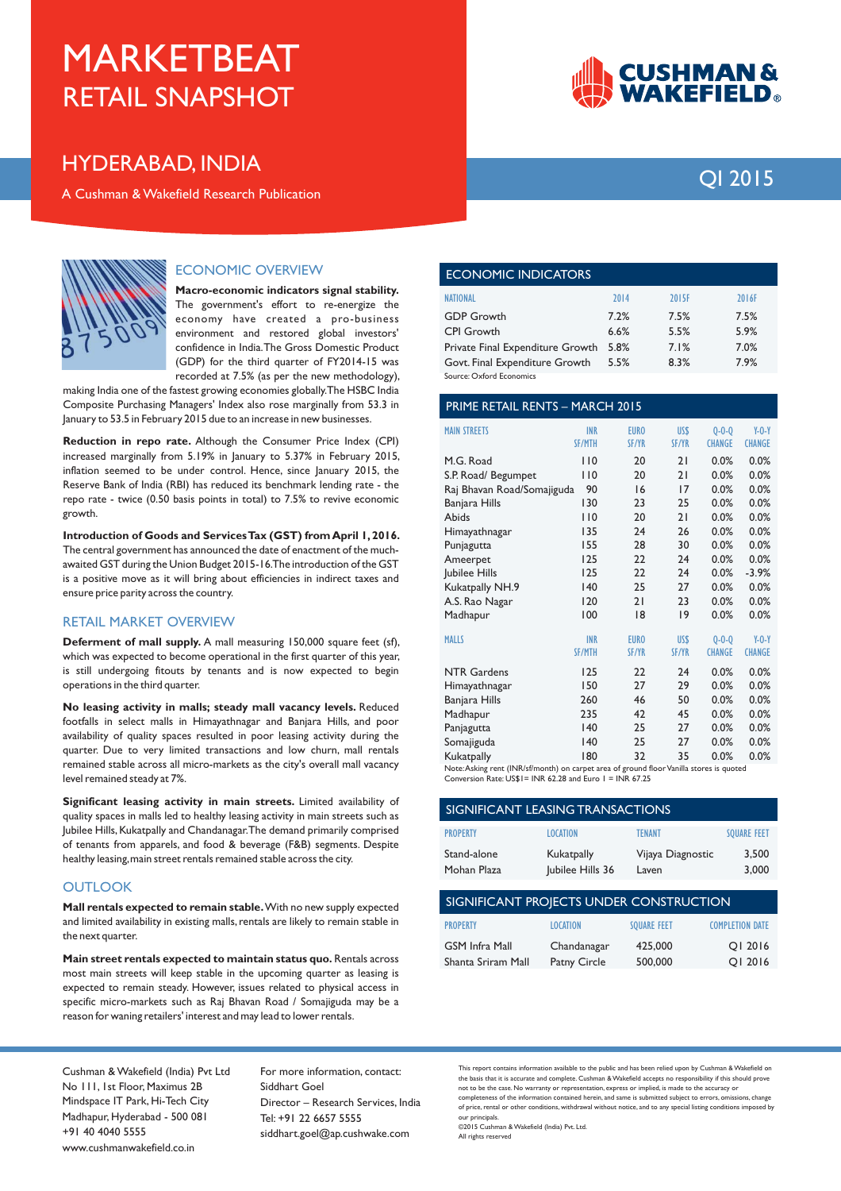# MARKETBEAT
## RETAIL SNAPSHOT

## HYDERABAD, INDIA

A Cushman & Wakefield Research Publication

QI 2015

### ECONOMIC OVERVIEW

**Macro-economic indicators signal stability.** The government's effort to re-energize the economy have created a pro-business environment and restored global investors' confidence in India. The Gross Domestic Product (GDP) for the third quarter of FY2014-15 was recorded at 7.5% (as per the new methodology), making India one of the fastest growing economies globally. The HSBC India Composite Purchasing Managers' Index also rose marginally from 53.3 in January to 53.5 in February 2015 due to an increase in new businesses.

**Reduction in repo rate.** Although the Consumer Price Index (CPI) increased marginally from 5.19% in January to 5.37% in February 2015, inflation seemed to be under control. Hence, since January 2015, the Reserve Bank of India (RBI) has reduced its benchmark lending rate - the repo rate - twice (0.50 basis points in total) to 7.5% to revive economic growth.

**Introduction of Goods and Services Tax (GST) from April 1, 2016.** The central government has announced the date of enactment of the much-awaited GST during the Union Budget 2015-16. The introduction of the GST is a positive move as it will bring about efficiencies in indirect taxes and ensure price parity across the country.

### RETAIL MARKET OVERVIEW

**Deferment of mall supply.** A mall measuring 150,000 square feet (sf), which was expected to become operational in the first quarter of this year, is still undergoing fitouts by tenants and is now expected to begin operations in the third quarter.

**No leasing activity in malls; steady mall vacancy levels.** Reduced footfalls in select malls in Himayathnagar and Banjara Hills, and poor availability of quality spaces resulted in poor leasing activity during the quarter. Due to very limited transactions and low churn, mall rentals remained stable across all micro-markets as the city's overall mall vacancy level remained steady at 7%.

**Significant leasing activity in main streets.** Limited availability of quality spaces in malls led to healthy leasing activity in main streets such as Jubilee Hills, Kukatpally and Chandanagar. The demand primarily comprised of tenants from apparels, and food & beverage (F&B) segments. Despite healthy leasing, main street rentals remained stable across the city.

### OUTLOOK

**Mall rentals expected to remain stable.** With no new supply expected and limited availability in existing malls, rentals are likely to remain stable in the next quarter.

**Main street rentals expected to maintain status quo.** Rentals across most main streets will keep stable in the upcoming quarter as leasing is expected to remain steady. However, issues related to physical access in specific micro-markets such as Raj Bhavan Road / Somajiguda may be a reason for waning retailers' interest and may lead to lower rentals.

### ECONOMIC INDICATORS

| NATIONAL | 2014 | 2015F | 2016F |
|---|---|---|---|
| GDP Growth | 7.2% | 7.5% | 7.5% |
| CPI Growth | 6.6% | 5.5% | 5.9% |
| Private Final Expenditure Growth | 5.8% | 7.1% | 7.0% |
| Govt. Final Expenditure Growth | 5.5% | 8.3% | 7.9% |

Source: Oxford Economics

### PRIME RETAIL RENTS – MARCH 2015

| MAIN STREETS | INR SF/MTH | EURO SF/YR | US$ SF/YR | Q-O-Q CHANGE | Y-O-Y CHANGE |
|---|---|---|---|---|---|
| M.G. Road | 110 | 20 | 21 | 0.0% | 0.0% |
| S.P. Road/ Begumpet | 110 | 20 | 21 | 0.0% | 0.0% |
| Raj Bhavan Road/Somajiguda | 90 | 16 | 17 | 0.0% | 0.0% |
| Banjara Hills | 130 | 23 | 25 | 0.0% | 0.0% |
| Abids | 110 | 20 | 21 | 0.0% | 0.0% |
| Himayathnagar | 135 | 24 | 26 | 0.0% | 0.0% |
| Punjagutta | 155 | 28 | 30 | 0.0% | 0.0% |
| Ameerpet | 125 | 22 | 24 | 0.0% | 0.0% |
| Jubilee Hills | 125 | 22 | 24 | 0.0% | -3.9% |
| Kukatpally NH.9 | 140 | 25 | 27 | 0.0% | 0.0% |
| A.S. Rao Nagar | 120 | 21 | 23 | 0.0% | 0.0% |
| Madhapur | 100 | 18 | 19 | 0.0% | 0.0% |

| MALLS | INR SF/MTH | EURO SF/YR | US$ SF/YR | Q-O-Q CHANGE | Y-O-Y CHANGE |
|---|---|---|---|---|---|
| NTR Gardens | 125 | 22 | 24 | 0.0% | 0.0% |
| Himayathnagar | 150 | 27 | 29 | 0.0% | 0.0% |
| Banjara Hills | 260 | 46 | 50 | 0.0% | 0.0% |
| Madhapur | 235 | 42 | 45 | 0.0% | 0.0% |
| Panjagutta | 140 | 25 | 27 | 0.0% | 0.0% |
| Somajiguda | 140 | 25 | 27 | 0.0% | 0.0% |
| Kukatpally | 180 | 32 | 35 | 0.0% | 0.0% |

Note: Asking rent (INR/sf/month) on carpet area of ground floor Vanilla stores is quoted
Conversion Rate: US$1= INR 62.28 and Euro 1 = INR 67.25

### SIGNIFICANT LEASING TRANSACTIONS

| PROPERTY | LOCATION | TENANT | SQUARE FEET |
|---|---|---|---|
| Stand-alone | Kukatpally | Vijaya Diagnostic | 3,500 |
| Mohan Plaza | Jubilee Hills 36 | Laven | 3,000 |

### SIGNIFICANT PROJECTS UNDER CONSTRUCTION

| PROPERTY | LOCATION | SQUARE FEET | COMPLETION DATE |
|---|---|---|---|
| GSM Infra Mall | Chandanagar | 425,000 | Q1 2016 |
| Shanta Sriram Mall | Patny Circle | 500,000 | Q1 2016 |

Cushman & Wakefield (India) Pvt Ltd
No 111, 1st Floor, Maximus 2B
Mindspace IT Park, Hi-Tech City
Madhapur, Hyderabad - 500 081
+91 40 4040 5555
www.cushmanwakefield.co.in

For more information, contact:
Siddhart Goel
Director – Research Services, India
Tel: +91 22 6657 5555
siddhart.goel@ap.cushwake.com

This report contains information available to the public and has been relied upon by Cushman & Wakefield on the basis that it is accurate and complete. Cushman & Wakefield accepts no responsibility if this should prove not to be the case. No warranty or representation, express or implied, is made to the accuracy or completeness of the information contained herein, and same is submitted subject to errors, omissions, change of price, rental or other conditions, withdrawal without notice, and to any special listing conditions imposed by our principals.
©2015 Cushman & Wakefield (India) Pvt. Ltd.
All rights reserved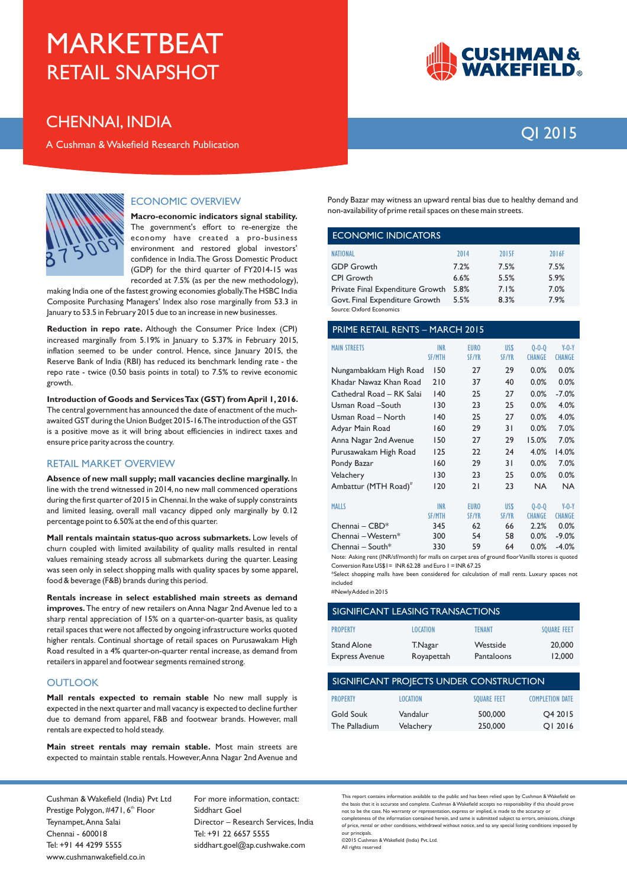# MARKETBEAT
## RETAIL SNAPSHOT

## CHENNAI, INDIA

A Cushman & Wakefield Research Publication

QI 2015

### ECONOMIC OVERVIEW

**Macro-economic indicators signal stability.** The government's effort to re-energize the economy have created a pro-business environment and restored global investors' confidence in India. The Gross Domestic Product (GDP) for the third quarter of FY2014-15 was recorded at 7.5% (as per the new methodology), making India one of the fastest growing economies globally. The HSBC India Composite Purchasing Managers' Index also rose marginally from 53.3 in January to 53.5 in February 2015 due to an increase in new businesses.

**Reduction in repo rate.** Although the Consumer Price Index (CPI) increased marginally from 5.19% in January to 5.37% in February 2015, inflation seemed to be under control. Hence, since January 2015, the Reserve Bank of India (RBI) has reduced its benchmark lending rate - the repo rate - twice (0.50 basis points in total) to 7.5% to revive economic growth.

**Introduction of Goods and Services Tax (GST) from April 1, 2016.** The central government has announced the date of enactment of the much-awaited GST during the Union Budget 2015-16. The introduction of the GST is a positive move as it will bring about efficiencies in indirect taxes and ensure price parity across the country.

### RETAIL MARKET OVERVIEW

**Absence of new mall supply; mall vacancies decline marginally.** In line with the trend witnessed in 2014, no new mall commenced operations during the first quarter of 2015 in Chennai. In the wake of supply constraints and limited leasing, overall mall vacancy dipped only marginally by 0.12 percentage point to 6.50% at the end of this quarter.

**Mall rentals maintain status-quo across submarkets.** Low levels of churn coupled with limited availability of quality malls resulted in rental values remaining steady across all submarkets during the quarter. Leasing was seen only in select shopping malls with quality spaces by some apparel, food & beverage (F&B) brands during this period.

**Rentals increase in select established main streets as demand improves.** The entry of new retailers on Anna Nagar 2nd Avenue led to a sharp rental appreciation of 15% on a quarter-on-quarter basis, as quality retail spaces that were not affected by ongoing infrastructure works quoted higher rentals. Continual shortage of retail spaces on Purusawakam High Road resulted in a 4% quarter-on-quarter rental increase, as demand from retailers in apparel and footwear segments remained strong.

### OUTLOOK

**Mall rentals expected to remain stable** No new mall supply is expected in the next quarter and mall vacancy is expected to decline further due to demand from apparel, F&B and footwear brands. However, mall rentals are expected to hold steady.

**Main street rentals may remain stable.** Most main streets are expected to maintain stable rentals. However, Anna Nagar 2nd Avenue and Pondy Bazar may witness an upward rental bias due to healthy demand and non-availability of prime retail spaces on these main streets.

### ECONOMIC INDICATORS

| NATIONAL | 2014 | 2015F | 2016F |
|---|---|---|---|
| GDP Growth | 7.2% | 7.5% | 7.5% |
| CPI Growth | 6.6% | 5.5% | 5.9% |
| Private Final Expenditure Growth | 5.8% | 7.1% | 7.0% |
| Govt. Final Expenditure Growth | 5.5% | 8.3% | 7.9% |

Source: Oxford Economics

### PRIME RETAIL RENTS – MARCH 2015

| MAIN STREETS | INR SF/MTH | EURO SF/YR | US$ SF/YR | Q-O-Q CHANGE | Y-O-Y CHANGE |
|---|---|---|---|---|---|
| Nungambakkam High Road | 150 | 27 | 29 | 0.0% | 0.0% |
| Khadar Nawaz Khan Road | 210 | 37 | 40 | 0.0% | 0.0% |
| Cathedral Road – RK Salai | 140 | 25 | 27 | 0.0% | -7.0% |
| Usman Road –South | 130 | 23 | 25 | 0.0% | 4.0% |
| Usman Road – North | 140 | 25 | 27 | 0.0% | 4.0% |
| Adyar Main Road | 160 | 29 | 31 | 0.0% | 7.0% |
| Anna Nagar 2nd Avenue | 150 | 27 | 29 | 15.0% | 7.0% |
| Purusawakam High Road | 125 | 22 | 24 | 4.0% | 14.0% |
| Pondy Bazar | 160 | 29 | 31 | 0.0% | 7.0% |
| Velachery | 130 | 23 | 25 | 0.0% | 0.0% |
| Ambattur (MTH Road)# | 120 | 21 | 23 | NA | NA |
| **MALLS** | **INR SF/MTH** | **EURO SF/YR** | **US$ SF/YR** | **Q-O-Q CHANGE** | **Y-O-Y CHANGE** |
| Chennai – CBD* | 345 | 62 | 66 | 2.2% | 0.0% |
| Chennai – Western* | 300 | 54 | 58 | 0.0% | -9.0% |
| Chennai – South* | 330 | 59 | 64 | 0.0% | -4.0% |

Note: Asking rent (INR/sf/month) for malls on carpet area of ground floor Vanilla stores is quoted
Conversion Rate US$1= INR 62.28 and Euro 1 = INR 67.25
*Select shopping malls have been considered for calculation of mall rents. Luxury spaces not included
#Newly Added in 2015

### SIGNIFICANT LEASING TRANSACTIONS

| PROPERTY | LOCATION | TENANT | SQUARE FEET |
|---|---|---|---|
| Stand Alone | T.Nagar | Westside | 20,000 |
| Express Avenue | Royapettah | Pantaloons | 12,000 |

### SIGNIFICANT PROJECTS UNDER CONSTRUCTION

| PROPERTY | LOCATION | SQUARE FEET | COMPLETION DATE |
|---|---|---|---|
| Gold Souk | Vandalur | 500,000 | Q4 2015 |
| The Palladium | Velachery | 250,000 | Q1 2016 |

Cushman & Wakefield (India) Pvt Ltd
Prestige Polygon, #471, 6th Floor
Teynampet, Anna Salai
Chennai - 600018
Tel: +91 44 4299 5555
www.cushmanwakefield.co.in

For more information, contact:
Siddhart Goel
Director – Research Services, India
Tel: +91 22 6657 5555
siddhart.goel@ap.cushwake.com

This report contains information available to the public and has been relied upon by Cushman & Wakefield on the basis that it is accurate and complete. Cushman & Wakefield accepts no responsibility if this should prove not to be the case. No warranty or representation, express or implied, is made to the accuracy or completeness of the information contained herein, and same is submitted subject to errors, omissions, change of price, rental or other conditions, withdrawal without notice, and to any special listing conditions imposed by our principals.
©2015 Cushman & Wakefield (India) Pvt. Ltd.
All rights reserved